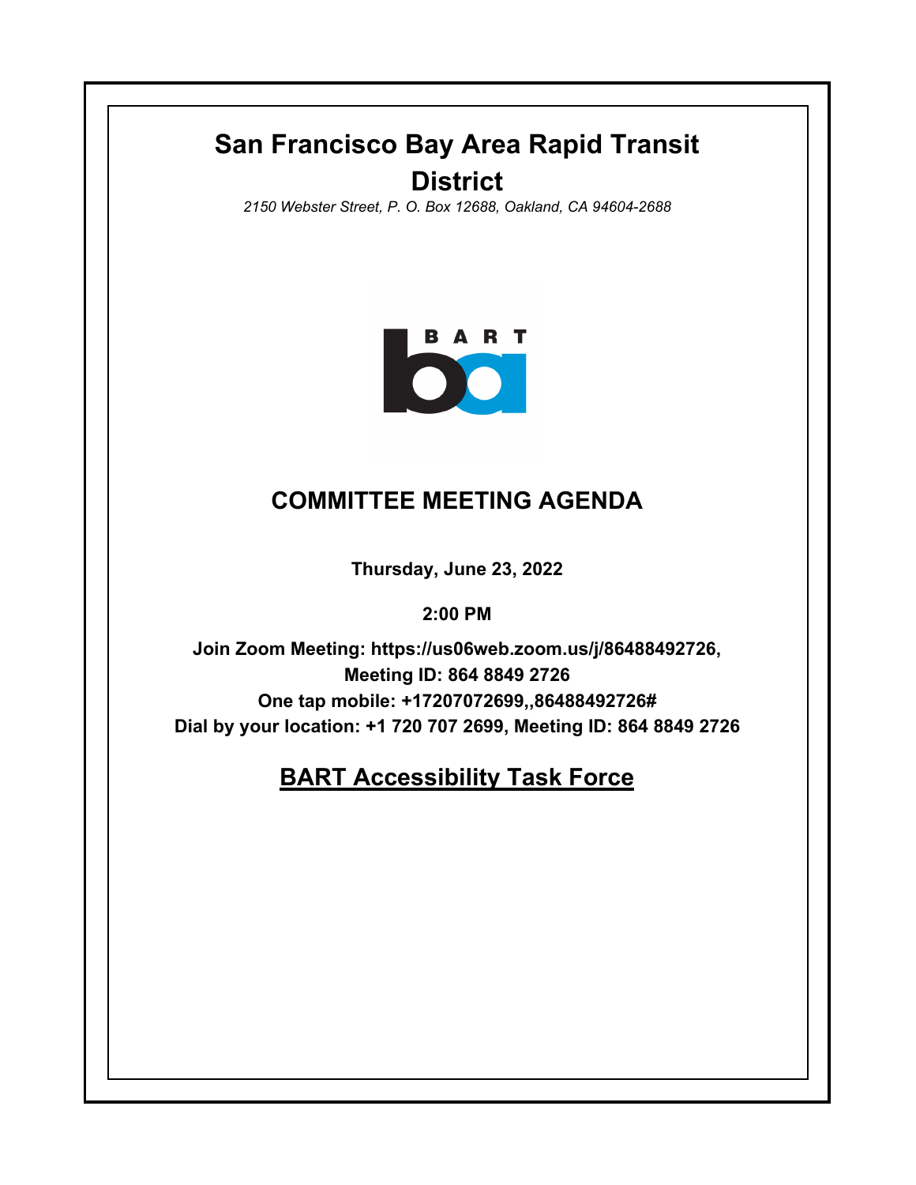# San Francisco Bay Area Rapid Transit District

*2150 Webster Street, P. O. Box 12688, Oakland, CA 94604-2688*

BART

## COMMITTEE MEETING AGENDA

**Thursday, June 23, 2022**

**2:00 PM**

**Join Zoom Meeting: https://us06web.zoom.us/j/86488492726,**
**Meeting ID: 864 8849 2726**
**One tap mobile: +17207072699,,86488492726#**
**Dial by your location: +1 720 707 2699, Meeting ID: 864 8849 2726**

## BART Accessibility Task Force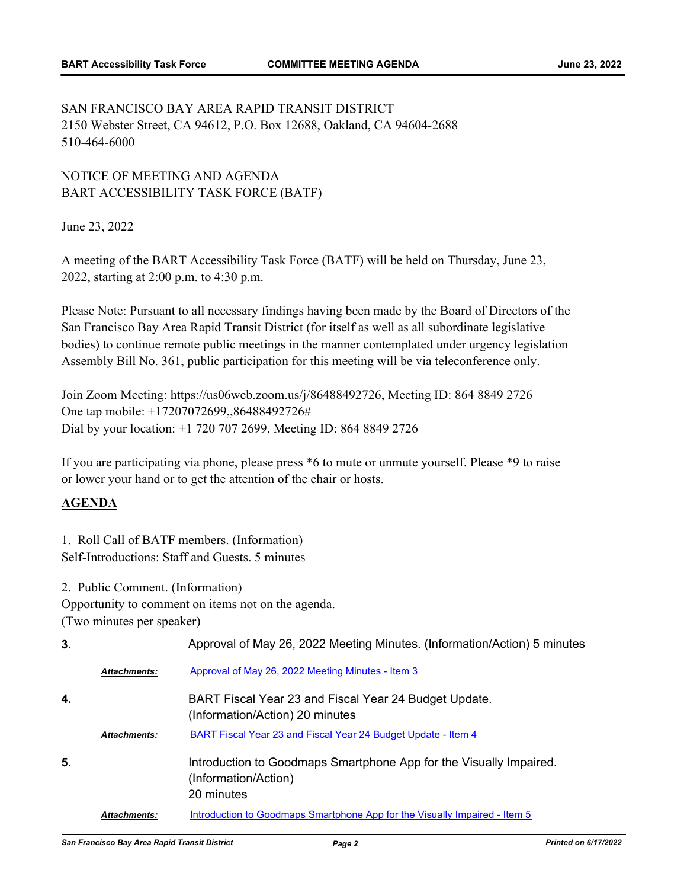SAN FRANCISCO BAY AREA RAPID TRANSIT DISTRICT
2150 Webster Street, CA 94612, P.O. Box 12688, Oakland, CA 94604-2688
510-464-6000

NOTICE OF MEETING AND AGENDA
BART ACCESSIBILITY TASK FORCE (BATF)

June 23, 2022

A meeting of the BART Accessibility Task Force (BATF) will be held on Thursday, June 23, 2022, starting at 2:00 p.m. to 4:30 p.m.

Please Note: Pursuant to all necessary findings having been made by the Board of Directors of the San Francisco Bay Area Rapid Transit District (for itself as well as all subordinate legislative bodies) to continue remote public meetings in the manner contemplated under urgency legislation Assembly Bill No. 361, public participation for this meeting will be via teleconference only.

Join Zoom Meeting: https://us06web.zoom.us/j/86488492726, Meeting ID: 864 8849 2726
One tap mobile: +17207072699,,86488492726#
Dial by your location: +1 720 707 2699, Meeting ID: 864 8849 2726

If you are participating via phone, please press *6 to mute or unmute yourself. Please *9 to raise or lower your hand or to get the attention of the chair or hosts.

## AGENDA

1. Roll Call of BATF members. (Information)
Self-Introductions: Staff and Guests. 5 minutes

2. Public Comment. (Information)
Opportunity to comment on items not on the agenda.
(Two minutes per speaker)

**3.** Approval of May 26, 2022 Meeting Minutes. (Information/Action) 5 minutes

***Attachments:*** Approval of May 26, 2022 Meeting Minutes - Item 3

**4.** BART Fiscal Year 23 and Fiscal Year 24 Budget Update.
(Information/Action) 20 minutes

***Attachments:*** BART Fiscal Year 23 and Fiscal Year 24 Budget Update - Item 4

**5.** Introduction to Goodmaps Smartphone App for the Visually Impaired.
(Information/Action)
20 minutes

***Attachments:*** Introduction to Goodmaps Smartphone App for the Visually Impaired - Item 5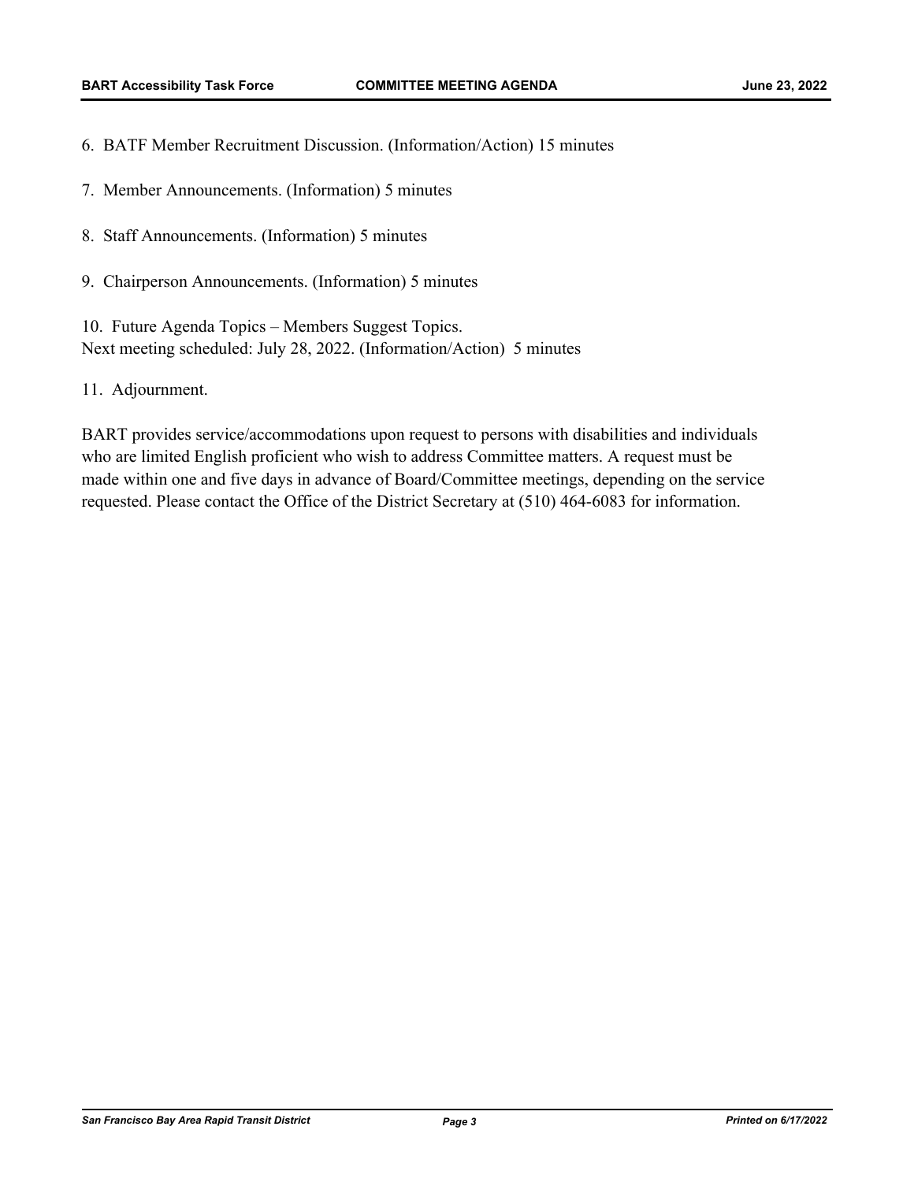6. BATF Member Recruitment Discussion. (Information/Action) 15 minutes

7. Member Announcements. (Information) 5 minutes

8. Staff Announcements. (Information) 5 minutes

9. Chairperson Announcements. (Information) 5 minutes

10. Future Agenda Topics – Members Suggest Topics.
Next meeting scheduled: July 28, 2022. (Information/Action) 5 minutes

11. Adjournment.

BART provides service/accommodations upon request to persons with disabilities and individuals who are limited English proficient who wish to address Committee matters. A request must be made within one and five days in advance of Board/Committee meetings, depending on the service requested. Please contact the Office of the District Secretary at (510) 464-6083 for information.